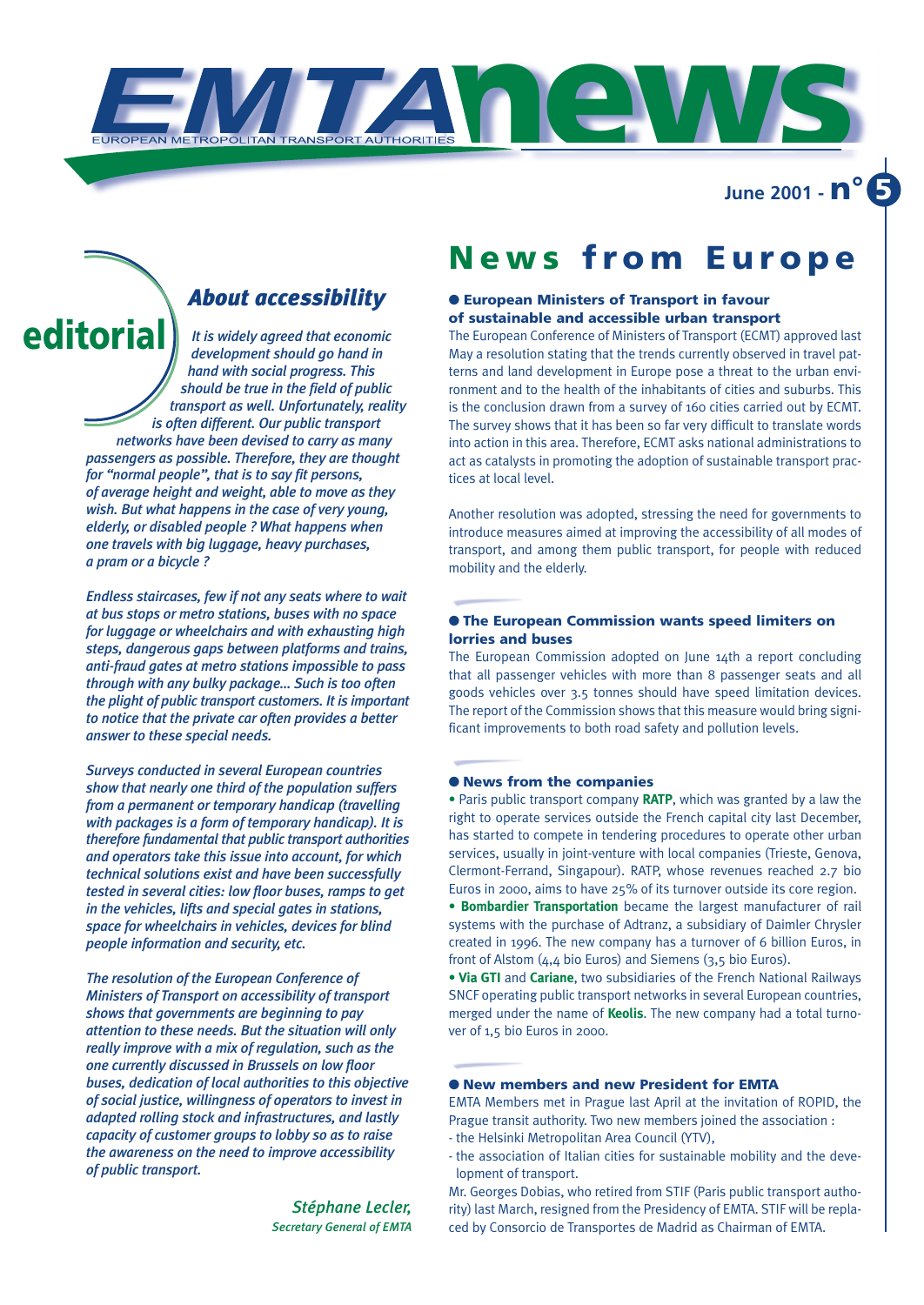# EMTA news

EUROPEAN METROPOLITAN TRANSPORT AUTHORITIES

June 2001 - n° 5

## editorial

### About accessibility

*It is widely agreed that economic development should go hand in hand with social progress. This should be true in the field of public transport as well. Unfortunately, reality is often different. Our public transport networks have been devised to carry as many passengers as possible. Therefore, they are thought for "normal people", that is to say fit persons, of average height and weight, able to move as they wish. But what happens in the case of very young, elderly, or disabled people ? What happens when one travels with big luggage, heavy purchases, a pram or a bicycle ?*

*Endless staircases, few if not any seats where to wait at bus stops or metro stations, buses with no space for luggage or wheelchairs and with exhausting high steps, dangerous gaps between platforms and trains, anti-fraud gates at metro stations impossible to pass through with any bulky package... Such is too often the plight of public transport customers. It is important to notice that the private car often provides a better answer to these special needs.*

*Surveys conducted in several European countries show that nearly one third of the population suffers from a permanent or temporary handicap (travelling with packages is a form of temporary handicap). It is therefore fundamental that public transport authorities and operators take this issue into account, for which technical solutions exist and have been successfully tested in several cities: low floor buses, ramps to get in the vehicles, lifts and special gates in stations, space for wheelchairs in vehicles, devices for blind people information and security, etc.*

*The resolution of the European Conference of Ministers of Transport on accessibility of transport shows that governments are beginning to pay attention to these needs. But the situation will only really improve with a mix of regulation, such as the one currently discussed in Brussels on low floor buses, dedication of local authorities to this objective of social justice, willingness of operators to invest in adapted rolling stock and infrastructures, and lastly capacity of customer groups to lobby so as to raise the awareness on the need to improve accessibility of public transport.*

*Stéphane Lecler,*
*Secretary General of EMTA*

## News from Europe

### ● European Ministers of Transport in favour of sustainable and accessible urban transport

The European Conference of Ministers of Transport (ECMT) approved last May a resolution stating that the trends currently observed in travel patterns and land development in Europe pose a threat to the urban environment and to the health of the inhabitants of cities and suburbs. This is the conclusion drawn from a survey of 160 cities carried out by ECMT. The survey shows that it has been so far very difficult to translate words into action in this area. Therefore, ECMT asks national administrations to act as catalysts in promoting the adoption of sustainable transport practices at local level.

Another resolution was adopted, stressing the need for governments to introduce measures aimed at improving the accessibility of all modes of transport, and among them public transport, for people with reduced mobility and the elderly.

### ● The European Commission wants speed limiters on lorries and buses

The European Commission adopted on June 14th a report concluding that all passenger vehicles with more than 8 passenger seats and all goods vehicles over 3.5 tonnes should have speed limitation devices. The report of the Commission shows that this measure would bring significant improvements to both road safety and pollution levels.

### ● News from the companies

- Paris public transport company **RATP**, which was granted by a law the right to operate services outside the French capital city last December, has started to compete in tendering procedures to operate other urban services, usually in joint-venture with local companies (Trieste, Genova, Clermont-Ferrand, Singapour). RATP, whose revenues reached 2.7 bio Euros in 2000, aims to have 25% of its turnover outside its core region.
- **Bombardier Transportation** became the largest manufacturer of rail systems with the purchase of Adtranz, a subsidiary of Daimler Chrysler created in 1996. The new company has a turnover of 6 billion Euros, in front of Alstom (4,4 bio Euros) and Siemens (3,5 bio Euros).
- **Via GTI** and **Cariane**, two subsidiaries of the French National Railways SNCF operating public transport networks in several European countries, merged under the name of **Keolis**. The new company had a total turnover of 1,5 bio Euros in 2000.

### ● New members and new President for EMTA

EMTA Members met in Prague last April at the invitation of ROPID, the Prague transit authority. Two new members joined the association :

- the Helsinki Metropolitan Area Council (YTV),
- the association of Italian cities for sustainable mobility and the development of transport.

Mr. Georges Dobias, who retired from STIF (Paris public transport authority) last March, resigned from the Presidency of EMTA. STIF will be replaced by Consorcio de Transportes de Madrid as Chairman of EMTA.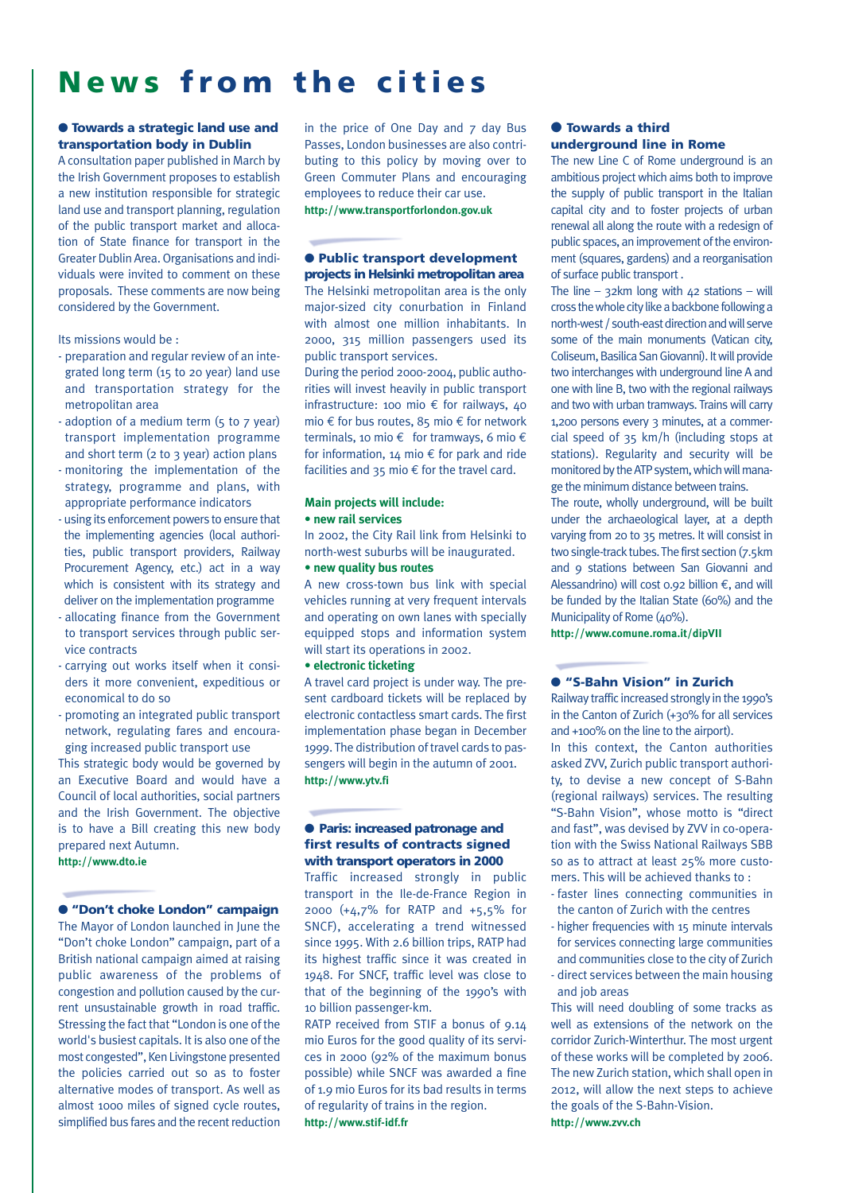# News from the cities

## ● Towards a strategic land use and transportation body in Dublin

A consultation paper published in March by the Irish Government proposes to establish a new institution responsible for strategic land use and transport planning, regulation of the public transport market and allocation of State finance for transport in the Greater Dublin Area. Organisations and individuals were invited to comment on these proposals. These comments are now being considered by the Government.

Its missions would be :

- preparation and regular review of an integrated long term (15 to 20 year) land use and transportation strategy for the metropolitan area
- adoption of a medium term (5 to 7 year) transport implementation programme and short term (2 to 3 year) action plans
- monitoring the implementation of the strategy, programme and plans, with appropriate performance indicators
- using its enforcement powers to ensure that the implementing agencies (local authorities, public transport providers, Railway Procurement Agency, etc.) act in a way which is consistent with its strategy and deliver on the implementation programme
- allocating finance from the Government to transport services through public service contracts
- carrying out works itself when it considers it more convenient, expeditious or economical to do so
- promoting an integrated public transport network, regulating fares and encouraging increased public transport use

This strategic body would be governed by an Executive Board and would have a Council of local authorities, social partners and the Irish Government. The objective is to have a Bill creating this new body prepared next Autumn.

**http://www.dto.ie**

## ● "Don't choke London" campaign

The Mayor of London launched in June the "Don't choke London" campaign, part of a British national campaign aimed at raising public awareness of the problems of congestion and pollution caused by the current unsustainable growth in road traffic. Stressing the fact that "London is one of the world's busiest capitals. It is also one of the most congested", Ken Livingstone presented the policies carried out so as to foster alternative modes of transport. As well as almost 1000 miles of signed cycle routes, simplified bus fares and the recent reduction in the price of One Day and 7 day Bus Passes, London businesses are also contributing to this policy by moving over to Green Commuter Plans and encouraging employees to reduce their car use.

**http://www.transportforlondon.gov.uk**

## ● Public transport development projects in Helsinki metropolitan area

The Helsinki metropolitan area is the only major-sized city conurbation in Finland with almost one million inhabitants. In 2000, 315 million passengers used its public transport services.

During the period 2000-2004, public authorities will invest heavily in public transport infrastructure: 100 mio € for railways, 40 mio € for bus routes, 85 mio € for network terminals, 10 mio € for tramways, 6 mio € for information, 14 mio € for park and ride facilities and 35 mio € for the travel card.

**Main projects will include:**

**• new rail services**

In 2002, the City Rail link from Helsinki to north-west suburbs will be inaugurated.

**• new quality bus routes**

A new cross-town bus link with special vehicles running at very frequent intervals and operating on own lanes with specially equipped stops and information system will start its operations in 2002.

**• electronic ticketing**

A travel card project is under way. The present cardboard tickets will be replaced by electronic contactless smart cards. The first implementation phase began in December 1999. The distribution of travel cards to passengers will begin in the autumn of 2001.

**http://www.ytv.fi**

## ● Paris: increased patronage and first results of contracts signed with transport operators in 2000

Traffic increased strongly in public transport in the Ile-de-France Region in 2000 (+4,7% for RATP and +5,5% for SNCF), accelerating a trend witnessed since 1995. With 2.6 billion trips, RATP had its highest traffic since it was created in 1948. For SNCF, traffic level was close to that of the beginning of the 1990's with 10 billion passenger-km.

RATP received from STIF a bonus of 9.14 mio Euros for the good quality of its services in 2000 (92% of the maximum bonus possible) while SNCF was awarded a fine of 1.9 mio Euros for its bad results in terms of regularity of trains in the region.

**http://www.stif-idf.fr**

## ● Towards a third underground line in Rome

The new Line C of Rome underground is an ambitious project which aims both to improve the supply of public transport in the Italian capital city and to foster projects of urban renewal all along the route with a redesign of public spaces, an improvement of the environment (squares, gardens) and a reorganisation of surface public transport .

The line – 32km long with 42 stations – will cross the whole city like a backbone following a north-west / south-east direction and will serve some of the main monuments (Vatican city, Coliseum, Basilica San Giovanni). It will provide two interchanges with underground line A and one with line B, two with the regional railways and two with urban tramways. Trains will carry 1,200 persons every 3 minutes, at a commercial speed of 35 km/h (including stops at stations). Regularity and security will be monitored by the ATP system, which will manage the minimum distance between trains.

The route, wholly underground, will be built under the archaeological layer, at a depth varying from 20 to 35 metres. It will consist in two single-track tubes. The first section (7.5km and 9 stations between San Giovanni and Alessandrino) will cost 0.92 billion €, and will be funded by the Italian State (60%) and the Municipality of Rome (40%).

**http://www.comune.roma.it/dipVII**

## ● "S-Bahn Vision" in Zurich

Railway traffic increased strongly in the 1990's in the Canton of Zurich (+30% for all services and +100% on the line to the airport).

In this context, the Canton authorities asked ZVV, Zurich public transport authority, to devise a new concept of S-Bahn (regional railways) services. The resulting "S-Bahn Vision", whose motto is "direct and fast", was devised by ZVV in co-operation with the Swiss National Railways SBB so as to attract at least 25% more customers. This will be achieved thanks to :

- faster lines connecting communities in the canton of Zurich with the centres
- higher frequencies with 15 minute intervals for services connecting large communities and communities close to the city of Zurich
- direct services between the main housing and job areas

This will need doubling of some tracks as well as extensions of the network on the corridor Zurich-Winterthur. The most urgent of these works will be completed by 2006. The new Zurich station, which shall open in 2012, will allow the next steps to achieve the goals of the S-Bahn-Vision.

**http://www.zvv.ch**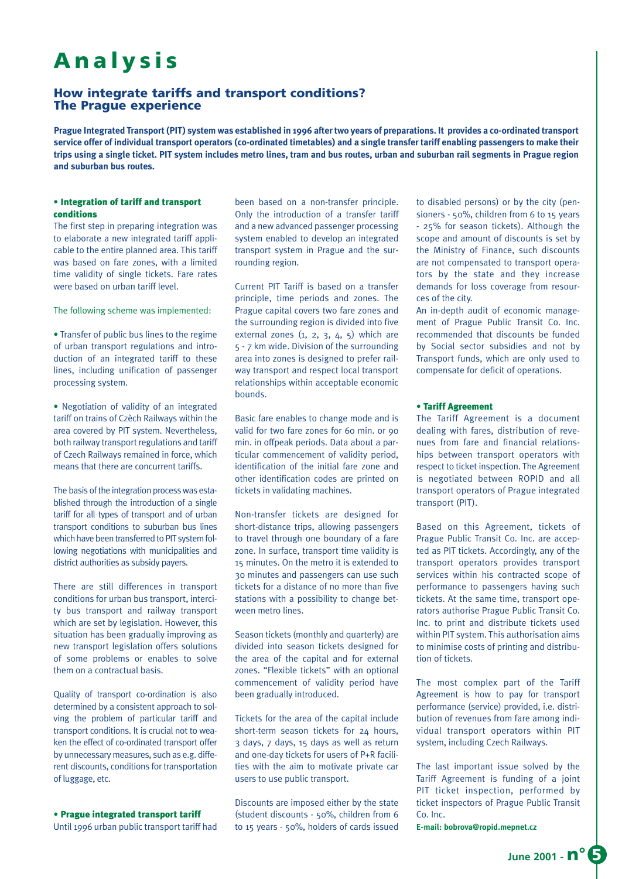# Analysis

## How integrate tariffs and transport conditions? The Prague experience

**Prague Integrated Transport (PIT) system was established in 1996 after two years of preparations. It provides a co-ordinated transport service offer of individual transport operators (co-ordinated timetables) and a single transfer tariff enabling passengers to make their trips using a single ticket. PIT system includes metro lines, tram and bus routes, urban and suburban rail segments in Prague region and suburban bus routes.**

### • Integration of tariff and transport conditions

The first step in preparing integration was to elaborate a new integrated tariff applicable to the entire planned area. This tariff was based on fare zones, with a limited time validity of single tickets. Fare rates were based on urban tariff level.

The following scheme was implemented:

• Transfer of public bus lines to the regime of urban transport regulations and introduction of an integrated tariff to these lines, including unification of passenger processing system.

• Negotiation of validity of an integrated tariff on trains of Czèch Railways within the area covered by PIT system. Nevertheless, both railway transport regulations and tariff of Czech Railways remained in force, which means that there are concurrent tariffs.

The basis of the integration process was established through the introduction of a single tariff for all types of transport and of urban transport conditions to suburban bus lines which have been transferred to PIT system following negotiations with municipalities and district authorities as subsidy payers.

There are still differences in transport conditions for urban bus transport, intercity bus transport and railway transport which are set by legislation. However, this situation has been gradually improving as new transport legislation offers solutions of some problems or enables to solve them on a contractual basis.

Quality of transport co-ordination is also determined by a consistent approach to solving the problem of particular tariff and transport conditions. It is crucial not to weaken the effect of co-ordinated transport offer by unnecessary measures, such as e.g. different discounts, conditions for transportation of luggage, etc.

### • Prague integrated transport tariff

Until 1996 urban public transport tariff had been based on a non-transfer principle. Only the introduction of a transfer tariff and a new advanced passenger processing system enabled to develop an integrated transport system in Prague and the surrounding region.

Current PIT Tariff is based on a transfer principle, time periods and zones. The Prague capital covers two fare zones and the surrounding region is divided into five external zones (1, 2, 3, 4, 5) which are 5 - 7 km wide. Division of the surrounding area into zones is designed to prefer railway transport and respect local transport relationships within acceptable economic bounds.

Basic fare enables to change mode and is valid for two fare zones for 60 min. or 90 min. in offpeak periods. Data about a particular commencement of validity period, identification of the initial fare zone and other identification codes are printed on tickets in validating machines.

Non-transfer tickets are designed for short-distance trips, allowing passengers to travel through one boundary of a fare zone. In surface, transport time validity is 15 minutes. On the metro it is extended to 30 minutes and passengers can use such tickets for a distance of no more than five stations with a possibility to change between metro lines.

Season tickets (monthly and quarterly) are divided into season tickets designed for the area of the capital and for external zones. "Flexible tickets" with an optional commencement of validity period have been gradually introduced.

Tickets for the area of the capital include short-term season tickets for 24 hours, 3 days, 7 days, 15 days as well as return and one-day tickets for users of P+R facilities with the aim to motivate private car users to use public transport.

Discounts are imposed either by the state (student discounts - 50%, children from 6 to 15 years - 50%, holders of cards issued to disabled persons) or by the city (pensioners - 50%, children from 6 to 15 years - 25% for season tickets). Although the scope and amount of discounts is set by the Ministry of Finance, such discounts are not compensated to transport operators by the state and they increase demands for loss coverage from resources of the city.

An in-depth audit of economic management of Prague Public Transit Co. Inc. recommended that discounts be funded by Social sector subsidies and not by Transport funds, which are only used to compensate for deficit of operations.

### • Tariff Agreement

The Tariff Agreement is a document dealing with fares, distribution of revenues from fare and financial relationships between transport operators with respect to ticket inspection. The Agreement is negotiated between ROPID and all transport operators of Prague integrated transport (PIT).

Based on this Agreement, tickets of Prague Public Transit Co. Inc. are accepted as PIT tickets. Accordingly, any of the transport operators provides transport services within his contracted scope of performance to passengers having such tickets. At the same time, transport operators authorise Prague Public Transit Co. Inc. to print and distribute tickets used within PIT system. This authorisation aims to minimise costs of printing and distribution of tickets.

The most complex part of the Tariff Agreement is how to pay for transport performance (service) provided, i.e. distribution of revenues from fare among individual transport operators within PIT system, including Czech Railways.

The last important issue solved by the Tariff Agreement is funding of a joint PIT ticket inspection, performed by ticket inspectors of Prague Public Transit Co. Inc.

**E-mail: bobrova@ropid.mepnet.cz**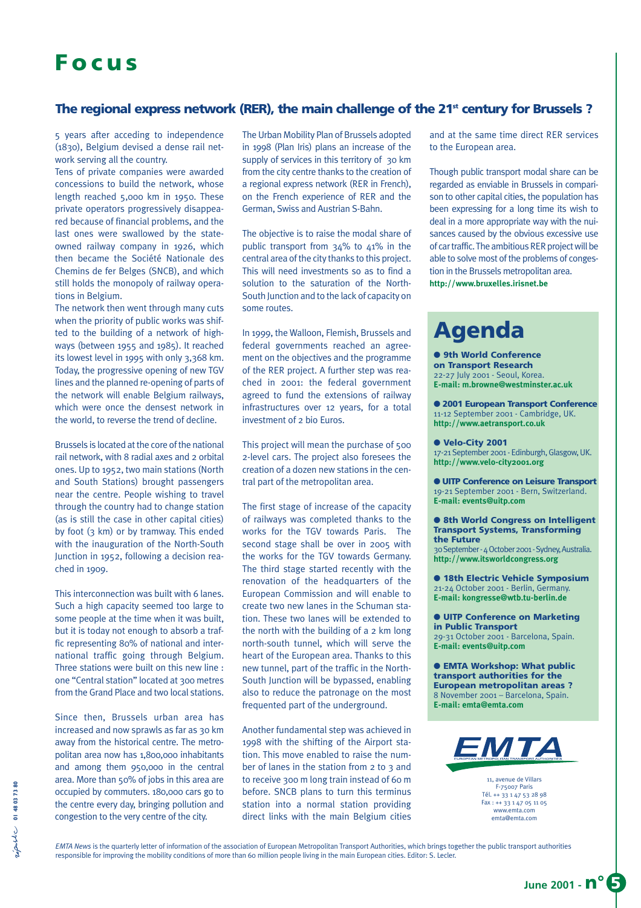# Focus

## The regional express network (RER), the main challenge of the 21st century for Brussels ?

5 years after acceding to independence (1830), Belgium devised a dense rail network serving all the country.
Tens of private companies were awarded concessions to build the network, whose length reached 5,000 km in 1950. These private operators progressively disappeared because of financial problems, and the last ones were swallowed by the state-owned railway company in 1926, which then became the Société Nationale des Chemins de fer Belges (SNCB), and which still holds the monopoly of railway operations in Belgium.
The network then went through many cuts when the priority of public works was shifted to the building of a network of highways (between 1955 and 1985). It reached its lowest level in 1995 with only 3,368 km. Today, the progressive opening of new TGV lines and the planned re-opening of parts of the network will enable Belgium railways, which were once the densest network in the world, to reverse the trend of decline.

Brussels is located at the core of the national rail network, with 8 radial axes and 2 orbital ones. Up to 1952, two main stations (North and South Stations) brought passengers near the centre. People wishing to travel through the country had to change station (as is still the case in other capital cities) by foot (3 km) or by tramway. This ended with the inauguration of the North-South Junction in 1952, following a decision reached in 1909.

This interconnection was built with 6 lanes. Such a high capacity seemed too large to some people at the time when it was built, but it is today not enough to absorb a traffic representing 80% of national and international traffic going through Belgium. Three stations were built on this new line : one "Central station" located at 300 metres from the Grand Place and two local stations.

Since then, Brussels urban area has increased and now sprawls as far as 30 km away from the historical centre. The metropolitan area now has 1,800,000 inhabitants and among them 950,000 in the central area. More than 50% of jobs in this area are occupied by commuters. 180,000 cars go to the centre every day, bringing pollution and congestion to the very centre of the city.

The Urban Mobility Plan of Brussels adopted in 1998 (Plan Iris) plans an increase of the supply of services in this territory of 30 km from the city centre thanks to the creation of a regional express network (RER in French), on the French experience of RER and the German, Swiss and Austrian S-Bahn.

The objective is to raise the modal share of public transport from 34% to 41% in the central area of the city thanks to this project. This will need investments so as to find a solution to the saturation of the North-South Junction and to the lack of capacity on some routes.

In 1999, the Walloon, Flemish, Brussels and federal governments reached an agreement on the objectives and the programme of the RER project. A further step was reached in 2001: the federal government agreed to fund the extensions of railway infrastructures over 12 years, for a total investment of 2 bio Euros.

This project will mean the purchase of 500 2-level cars. The project also foresees the creation of a dozen new stations in the central part of the metropolitan area.

The first stage of increase of the capacity of railways was completed thanks to the works for the TGV towards Paris. The second stage shall be over in 2005 with the works for the TGV towards Germany. The third stage started recently with the renovation of the headquarters of the European Commission and will enable to create two new lanes in the Schuman station. These two lanes will be extended to the north with the building of a 2 km long north-south tunnel, which will serve the heart of the European area. Thanks to this new tunnel, part of the traffic in the North-South Junction will be bypassed, enabling also to reduce the patronage on the most frequented part of the underground.

Another fundamental step was achieved in 1998 with the shifting of the Airport station. This move enabled to raise the number of lanes in the station from 2 to 3 and to receive 300 m long train instead of 60 m before. SNCB plans to turn this terminus station into a normal station providing direct links with the main Belgium cities and at the same time direct RER services to the European area.

Though public transport modal share can be regarded as enviable in Brussels in comparison to other capital cities, the population has been expressing for a long time its wish to deal in a more appropriate way with the nuisances caused by the obvious excessive use of car traffic. The ambitious RER project will be able to solve most of the problems of congestion in the Brussels metropolitan area.
**http://www.bruxelles.irisnet.be**

# Agenda

- **9th World Conference on Transport Research**
22-27 July 2001 - Seoul, Korea.
**E-mail: m.browne@westminster.ac.uk**

- **2001 European Transport Conference**
11-12 September 2001 - Cambridge, UK.
**http://www.aetransport.co.uk**

- **Velo-City 2001**
17-21 September 2001 - Edinburgh, Glasgow, UK.
**http://www.velo-city2001.org**

- **UITP Conference on Leisure Transport**
19-21 September 2001 - Bern, Switzerland.
**E-mail: events@uitp.com**

- **8th World Congress on Intelligent Transport Systems, Transforming the Future**
30 September - 4 October 2001 - Sydney, Australia.
**http://www.itsworldcongress.org**

- **18th Electric Vehicle Symposium**
21-24 October 2001 - Berlin, Germany.
**E-mail: kongresse@wtb.tu-berlin.de**

- **UITP Conference on Marketing in Public Transport**
29-31 October 2001 - Barcelona, Spain.
**E-mail: events@uitp.com**

- **EMTA Workshop: What public transport authorities for the European metropolitan areas ?**
8 November 2001 – Barcelona, Spain.
**E-mail: emta@emta.com**

EMTA
EUROPEAN METROPOLITAN TRANSPORT AUTHORITIES

11, avenue de Villars
F-75007 Paris
Tél. ++ 33 1 47 53 28 98
Fax : ++ 33 1 47 05 11 05
www.emta.com
emta@emta.com

*EMTA News* is the quarterly letter of information of the association of European Metropolitan Transport Authorities, which brings together the public transport authorities responsible for improving the mobility conditions of more than 60 million people living in the main European cities. Editor: S. Lecler.